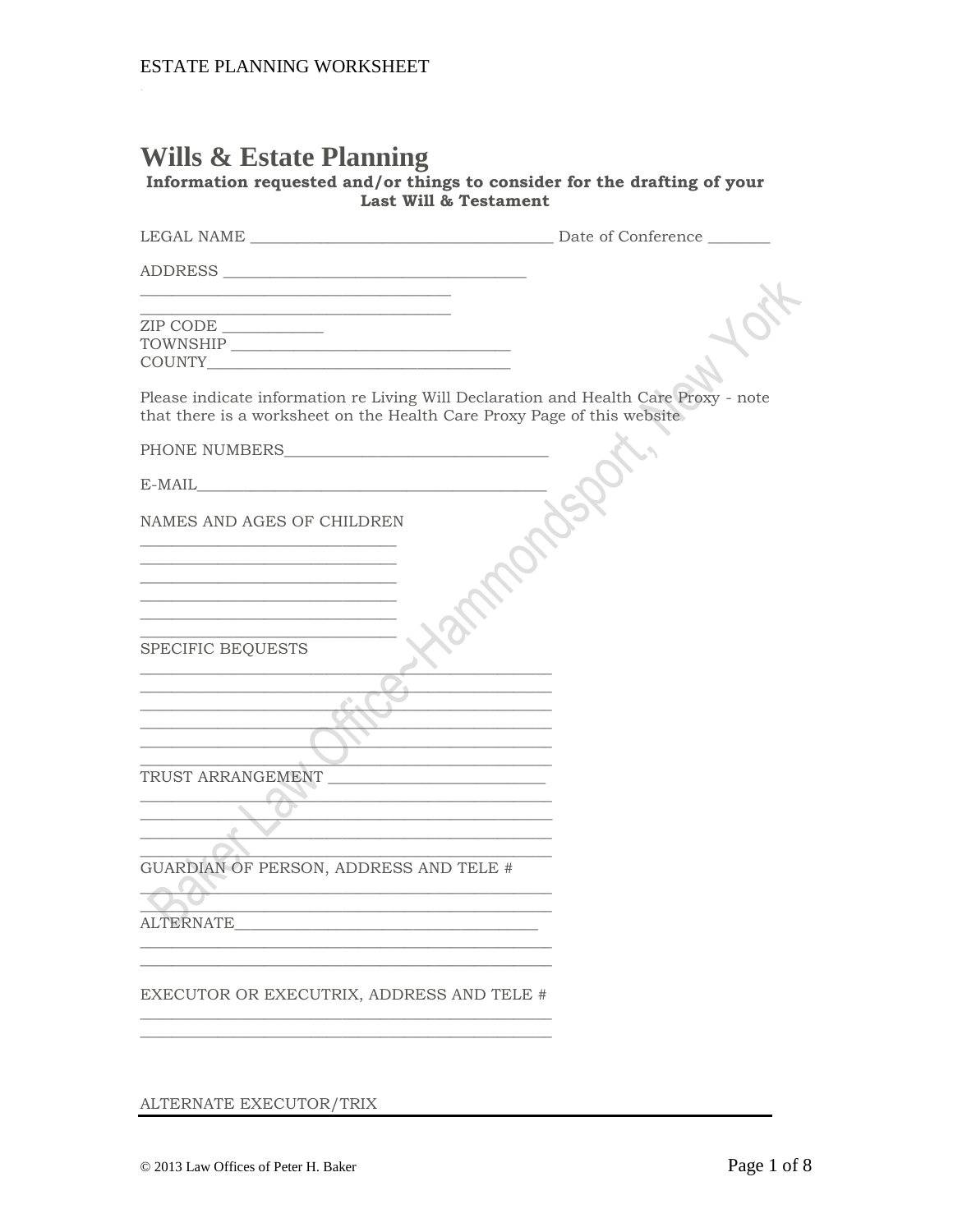# Wills & Estate Planning

**Information requested and/or things to consider for the drafting of your Last Will & Testament**

LEGAL NAME ______________________________________ Date of Conference ________

ADDRESS ______________________________________
______________________________________
______________________________________
ZIP CODE ____________
TOWNSHIP __________________________________
COUNTY____________________________________

Please indicate information re Living Will Declaration and Health Care Proxy - note that there is a worksheet on the Health Care Proxy Page of this website

PHONE NUMBERS________________________________

E-MAIL___________________________________________

NAMES AND AGES OF CHILDREN
______________________________
______________________________
______________________________
______________________________
______________________________
______________________________

SPECIFIC BEQUESTS
________________________________________________
________________________________________________
________________________________________________
________________________________________________
________________________________________________
________________________________________________

TRUST ARRANGEMENT __________________________
________________________________________________
________________________________________________
________________________________________________
________________________________________________

GUARDIAN OF PERSON, ADDRESS AND TELE #
________________________________________________
________________________________________________

ALTERNATE_____________________________________
________________________________________________
________________________________________________

EXECUTOR OR EXECUTRIX, ADDRESS AND TELE #
________________________________________________
________________________________________________

ALTERNATE EXECUTOR/TRIX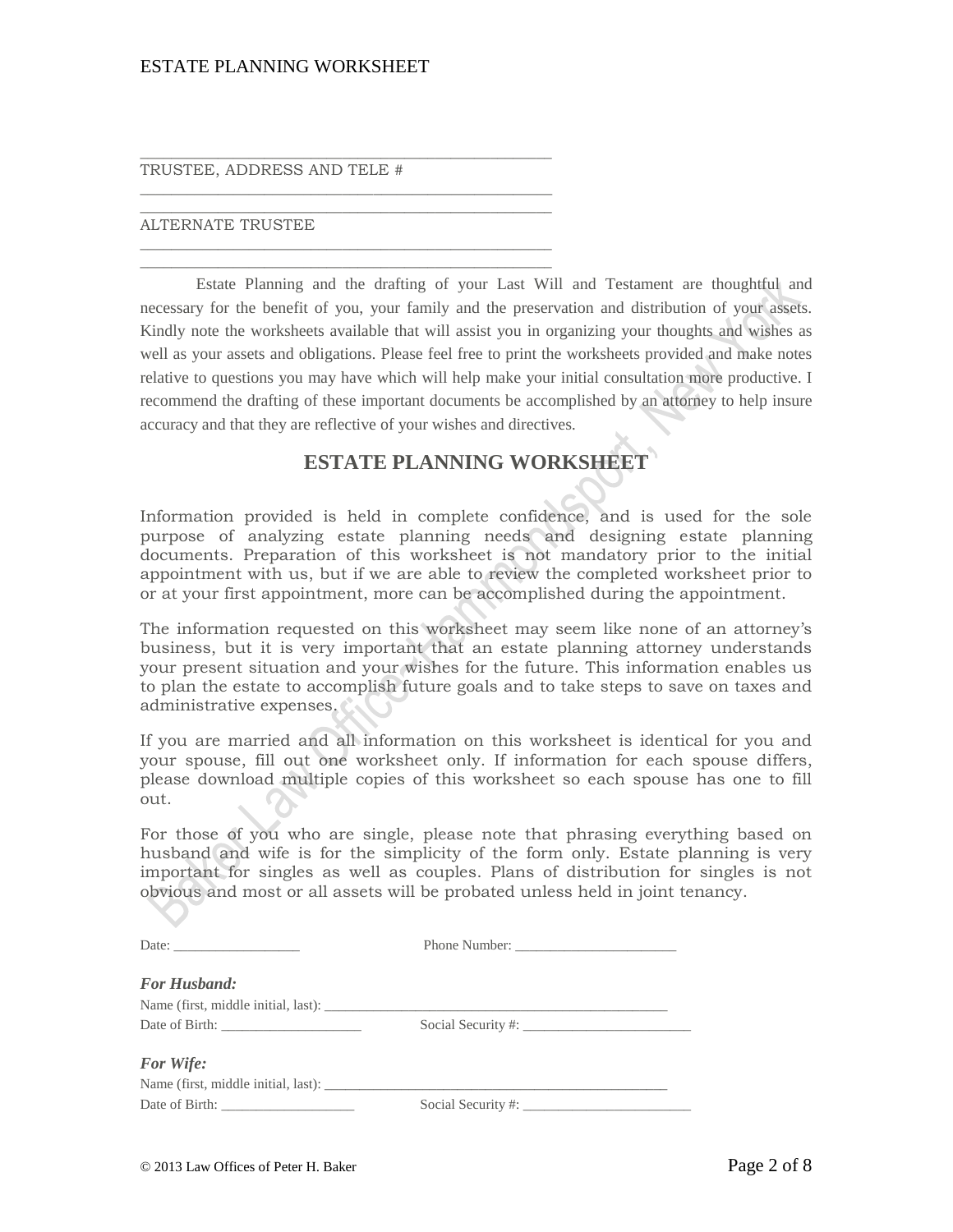_______________________________________________

TRUSTEE, ADDRESS AND TELE #

_______________________________________________

_______________________________________________

ALTERNATE TRUSTEE

_______________________________________________

_______________________________________________

Estate Planning and the drafting of your Last Will and Testament are thoughtful and necessary for the benefit of you, your family and the preservation and distribution of your assets. Kindly note the worksheets available that will assist you in organizing your thoughts and wishes as well as your assets and obligations. Please feel free to print the worksheets provided and make notes relative to questions you may have which will help make your initial consultation more productive. I recommend the drafting of these important documents be accomplished by an attorney to help insure accuracy and that they are reflective of your wishes and directives.

## ESTATE PLANNING WORKSHEET

Information provided is held in complete confidence, and is used for the sole purpose of analyzing estate planning needs and designing estate planning documents. Preparation of this worksheet is not mandatory prior to the initial appointment with us, but if we are able to review the completed worksheet prior to or at your first appointment, more can be accomplished during the appointment.

The information requested on this worksheet may seem like none of an attorney's business, but it is very important that an estate planning attorney understands your present situation and your wishes for the future. This information enables us to plan the estate to accomplish future goals and to take steps to save on taxes and administrative expenses.

If you are married and all information on this worksheet is identical for you and your spouse, fill out one worksheet only. If information for each spouse differs, please download multiple copies of this worksheet so each spouse has one to fill out.

For those of you who are single, please note that phrasing everything based on husband and wife is for the simplicity of the form only. Estate planning is very important for singles as well as couples. Plans of distribution for singles is not obvious and most or all assets will be probated unless held in joint tenancy.

Date: __________________ Phone Number: ______________________

***For Husband:***

Name (first, middle initial, last): _______________________________________________

Date of Birth: ____________________ Social Security #: ________________________

***For Wife:***

Name (first, middle initial, last): _______________________________________________

Date of Birth: ___________________ Social Security #: ________________________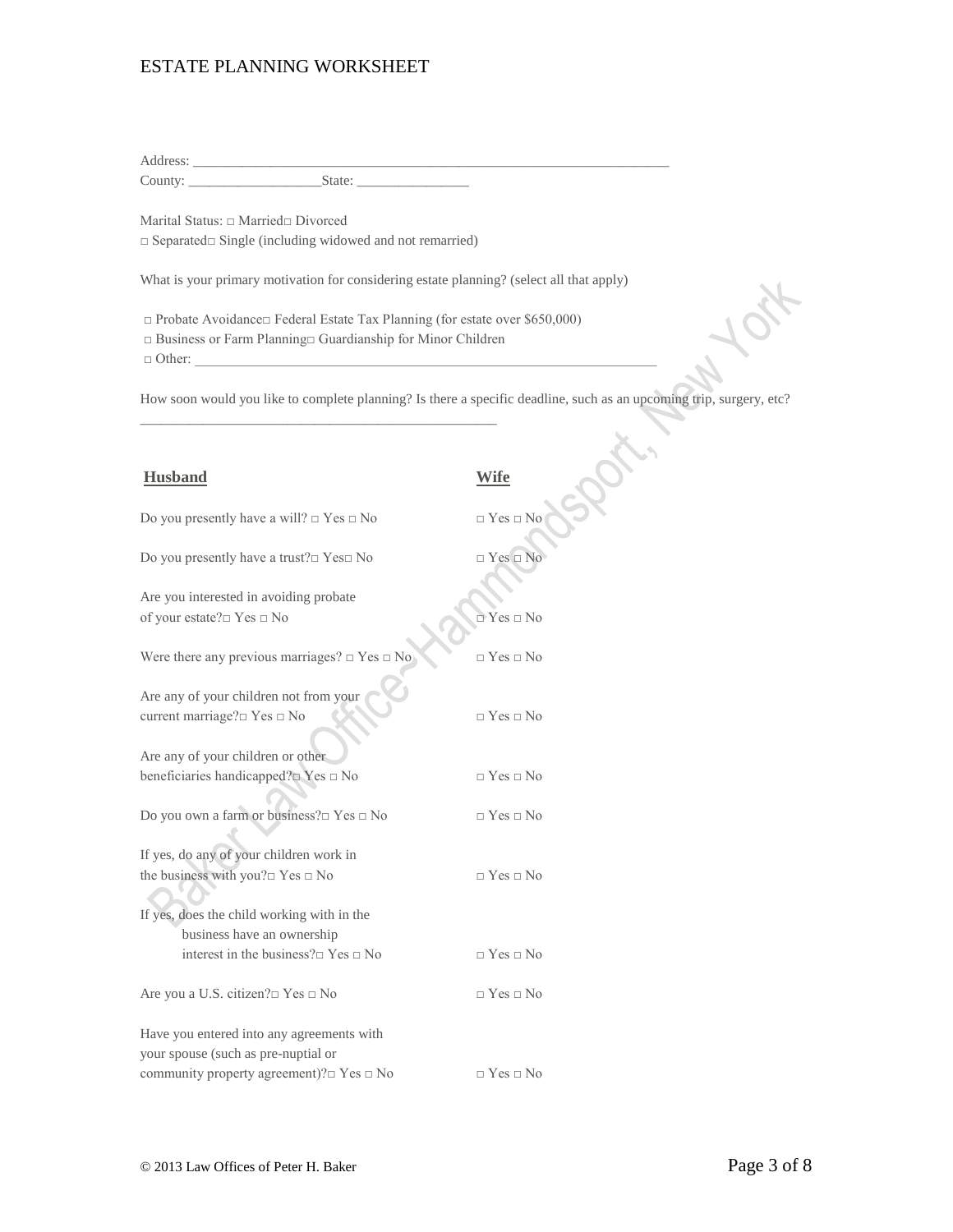# ESTATE PLANNING WORKSHEET

Address: ___________________________________________________________________

County: ___________________State: ________________

Marital Status: □ Married□ Divorced
□ Separated□ Single (including widowed and not remarried)

What is your primary motivation for considering estate planning? (select all that apply)

□ Probate Avoidance□ Federal Estate Tax Planning (for estate over $650,000)
□ Business or Farm Planning□ Guardianship for Minor Children
□ Other: ___________________________________________________________________

How soon would you like to complete planning? Is there a specific deadline, such as an upcoming trip, surgery, etc?
_____________________________________________________

| **Husband** | **Wife** |
|---|---|
| Do you presently have a will? □ Yes □ No | □ Yes □ No |
| Do you presently have a trust?□ Yes□ No | □ Yes □ No |
| Are you interested in avoiding probate of your estate?□ Yes □ No | □ Yes □ No |
| Were there any previous marriages? □ Yes □ No | □ Yes □ No |
| Are any of your children not from your current marriage?□ Yes □ No | □ Yes □ No |
| Are any of your children or other beneficiaries handicapped?□ Yes □ No | □ Yes □ No |
| Do you own a farm or business?□ Yes □ No | □ Yes □ No |
| If yes, do any of your children work in the business with you?□ Yes □ No | □ Yes □ No |
| If yes, does the child working with in the business have an ownership interest in the business?□ Yes □ No | □ Yes □ No |
| Are you a U.S. citizen?□ Yes □ No | □ Yes □ No |
| Have you entered into any agreements with your spouse (such as pre-nuptial or community property agreement)?□ Yes □ No | □ Yes □ No |

© 2013 Law Offices of Peter H. Baker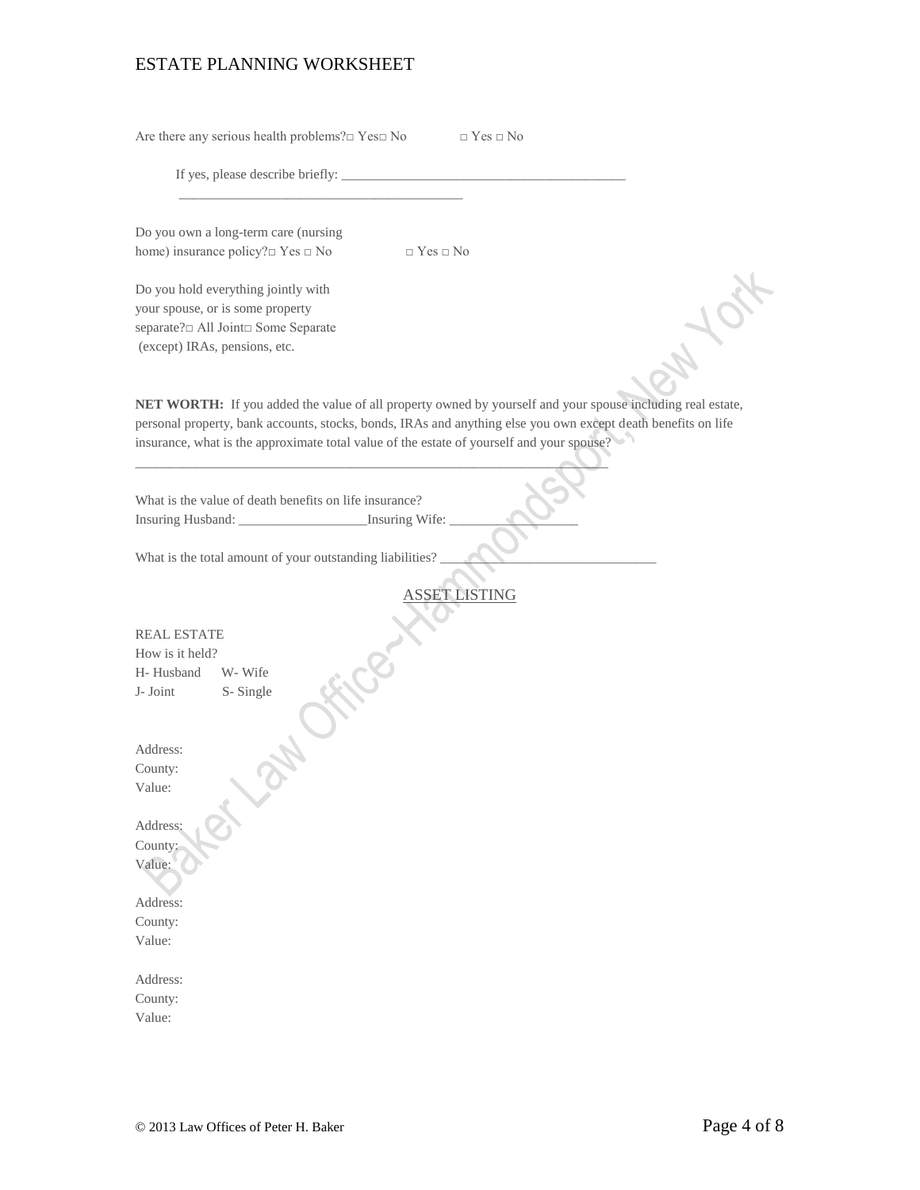Are there any serious health problems?□ Yes□ No □ Yes □ No

If yes, please describe briefly: ___________________________________________

___________________________________________

Do you own a long-term care (nursing home) insurance policy?□ Yes □ No □ Yes □ No

Do you hold everything jointly with your spouse, or is some property separate?□ All Joint□ Some Separate (except) IRAs, pensions, etc.

**NET WORTH:** If you added the value of all property owned by yourself and your spouse including real estate, personal property, bank accounts, stocks, bonds, IRAs and anything else you own except death benefits on life insurance, what is the approximate total value of the estate of yourself and your spouse?

_______________________________________________________________________

What is the value of death benefits on life insurance?
Insuring Husband: ___________________Insuring Wife: ___________________

What is the total amount of your outstanding liabilities? ________________________________

## ASSET LISTING

REAL ESTATE
How is it held?
H- Husband W- Wife
J- Joint S- Single

Address:
County:
Value:

Address:
County:
Value:

Address:
County:
Value:

Address:
County:
Value: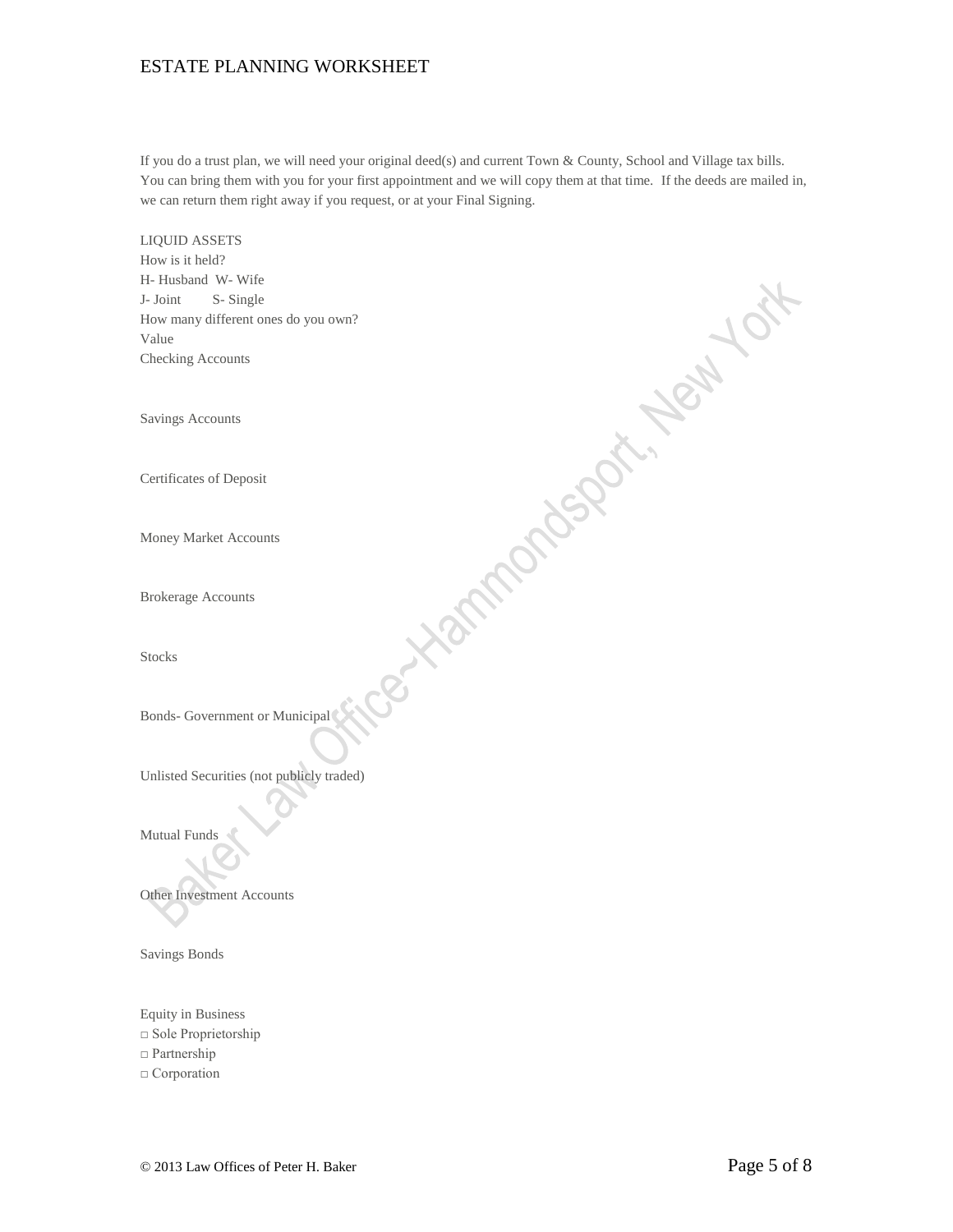If you do a trust plan, we will need your original deed(s) and current Town & County, School and Village tax bills. You can bring them with you for your first appointment and we will copy them at that time. If the deeds are mailed in, we can return them right away if you request, or at your Final Signing.

LIQUID ASSETS
How is it held?
H- Husband W- Wife
J- Joint S- Single
How many different ones do you own?
Value

Checking Accounts

Savings Accounts

Certificates of Deposit

Money Market Accounts

Brokerage Accounts

Stocks

Bonds- Government or Municipal

Unlisted Securities (not publicly traded)

Mutual Funds

Other Investment Accounts

Savings Bonds

Equity in Business
□ Sole Proprietorship
□ Partnership
□ Corporation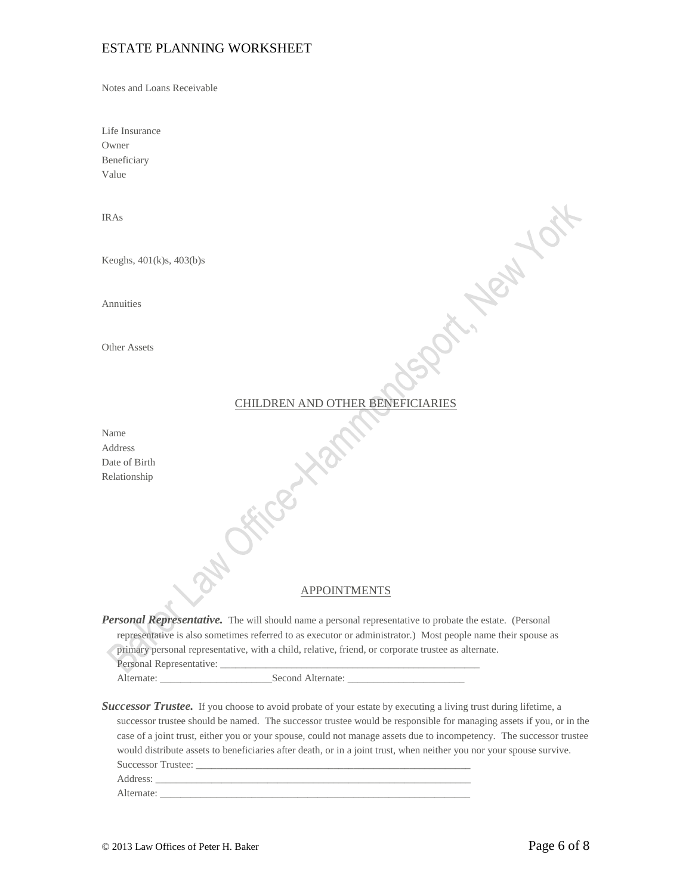Notes and Loans Receivable

Life Insurance
Owner
Beneficiary
Value

IRAs

Keoghs, 401(k)s, 403(b)s

Annuities

Other Assets

## CHILDREN AND OTHER BENEFICIARIES

Name
Address
Date of Birth
Relationship

## APPOINTMENTS

***Personal Representative.*** The will should name a personal representative to probate the estate. (Personal representative is also sometimes referred to as executor or administrator.) Most people name their spouse as primary personal representative, with a child, relative, friend, or corporate trustee as alternate.

Personal Representative: ___________________________________________________

Alternate: ______________________Second Alternate: _______________________

***Successor Trustee.*** If you choose to avoid probate of your estate by executing a living trust during lifetime, a successor trustee should be named. The successor trustee would be responsible for managing assets if you, or in the case of a joint trust, either you or your spouse, could not manage assets due to incompetency. The successor trustee would distribute assets to beneficiaries after death, or in a joint trust, when neither you nor your spouse survive.

Successor Trustee: _______________________________________________________

Address: _______________________________________________________________

Alternate: ______________________________________________________________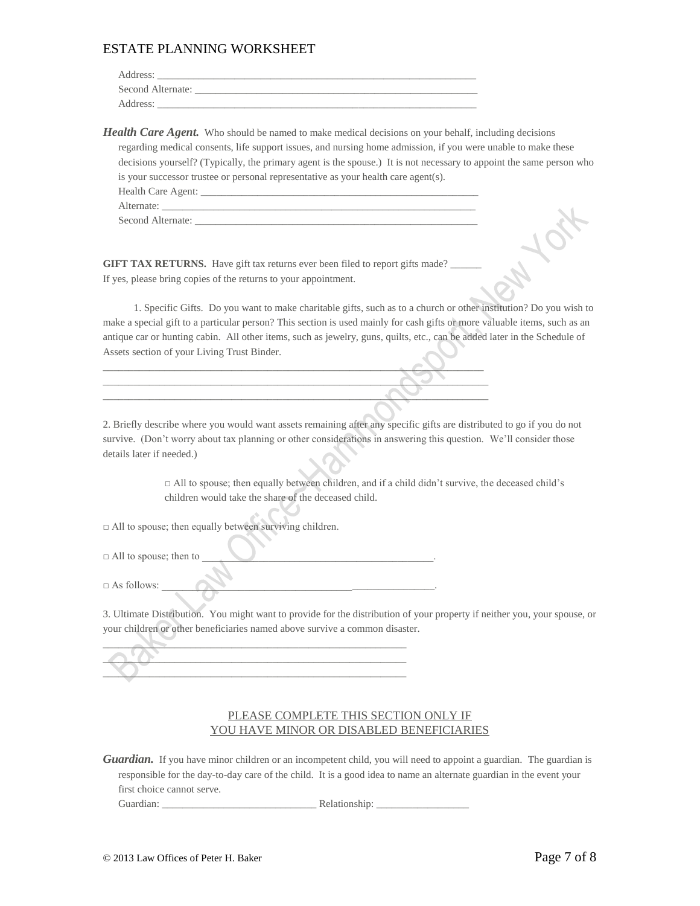Address: ________________________________________________________________

Second Alternate: _________________________________________________________

Address: ________________________________________________________________

***Health Care Agent.*** Who should be named to make medical decisions on your behalf, including decisions regarding medical consents, life support issues, and nursing home admission, if you were unable to make these decisions yourself? (Typically, the primary agent is the spouse.) It is not necessary to appoint the same person who is your successor trustee or personal representative as your health care agent(s).

Health Care Agent: _______________________________________________________

Alternate: _______________________________________________________________

Second Alternate: _________________________________________________________

**GIFT TAX RETURNS.** Have gift tax returns ever been filed to report gifts made? ______
If yes, please bring copies of the returns to your appointment.

1. Specific Gifts. Do you want to make charitable gifts, such as to a church or other institution? Do you wish to make a special gift to a particular person? This section is used mainly for cash gifts or more valuable items, such as an antique car or hunting cabin. All other items, such as jewelry, guns, quilts, etc., can be added later in the Schedule of Assets section of your Living Trust Binder.

_____________________________________________________________________________

_____________________________________________________________________________

_____________________________________________________________________________

2. Briefly describe where you would want assets remaining after any specific gifts are distributed to go if you do not survive. (Don't worry about tax planning or other considerations in answering this question. We'll consider those details later if needed.)

□ All to spouse; then equally between children, and if a child didn't survive, the deceased child's children would take the share of the deceased child.

□ All to spouse; then equally between surviving children.

□ All to spouse; then to ____________________________________________.

□ As follows: ______________________________________________________.

3. Ultimate Distribution. You might want to provide for the distribution of your property if neither you, your spouse, or your children or other beneficiaries named above survive a common disaster.

_____________________________________________________________

_____________________________________________________________

_____________________________________________________________

PLEASE COMPLETE THIS SECTION ONLY IF
YOU HAVE MINOR OR DISABLED BENEFICIARIES

***Guardian.*** If you have minor children or an incompetent child, you will need to appoint a guardian. The guardian is responsible for the day-to-day care of the child. It is a good idea to name an alternate guardian in the event your first choice cannot serve.

Guardian: ______________________________ Relationship: _________________

© 2013 Law Offices of Peter H. Baker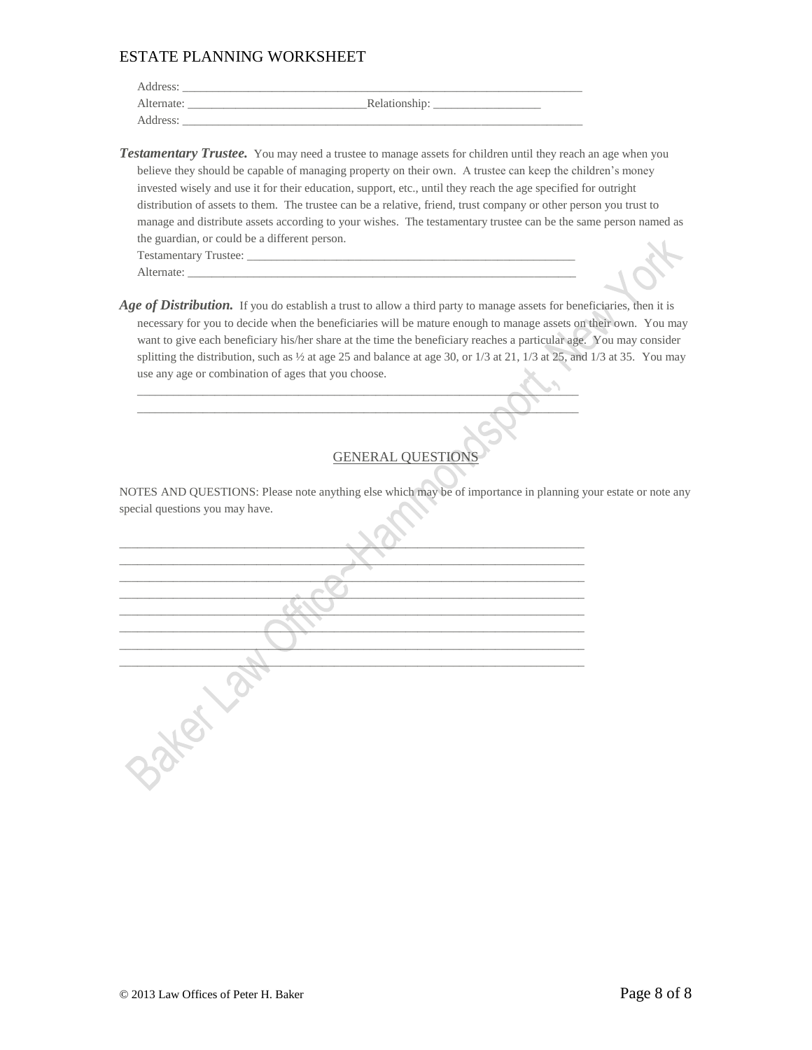Address: ______________________________________________________________________

Alternate: ______________________________Relationship: __________________

Address: ______________________________________________________________________

***Testamentary Trustee.*** You may need a trustee to manage assets for children until they reach an age when you believe they should be capable of managing property on their own. A trustee can keep the children's money invested wisely and use it for their education, support, etc., until they reach the age specified for outright distribution of assets to them. The trustee can be a relative, friend, trust company or other person you trust to manage and distribute assets according to your wishes. The testamentary trustee can be the same person named as the guardian, or could be a different person.

Testamentary Trustee: ________________________________________________________

Alternate: ________________________________________________________________

***Age of Distribution.*** If you do establish a trust to allow a third party to manage assets for beneficiaries, then it is necessary for you to decide when the beneficiaries will be mature enough to manage assets on their own. You may want to give each beneficiary his/her share at the time the beneficiary reaches a particular age. You may consider splitting the distribution, such as ½ at age 25 and balance at age 30, or 1/3 at 21, 1/3 at 25, and 1/3 at 35. You may use any age or combination of ages that you choose.

____________________________________________________________________________

____________________________________________________________________________

## GENERAL QUESTIONS

NOTES AND QUESTIONS: Please note anything else which may be of importance in planning your estate or note any special questions you may have.

________________________________________________________________________________

________________________________________________________________________________

________________________________________________________________________________

________________________________________________________________________________

________________________________________________________________________________

________________________________________________________________________________

________________________________________________________________________________

________________________________________________________________________________

© 2013 Law Offices of Peter H. Baker